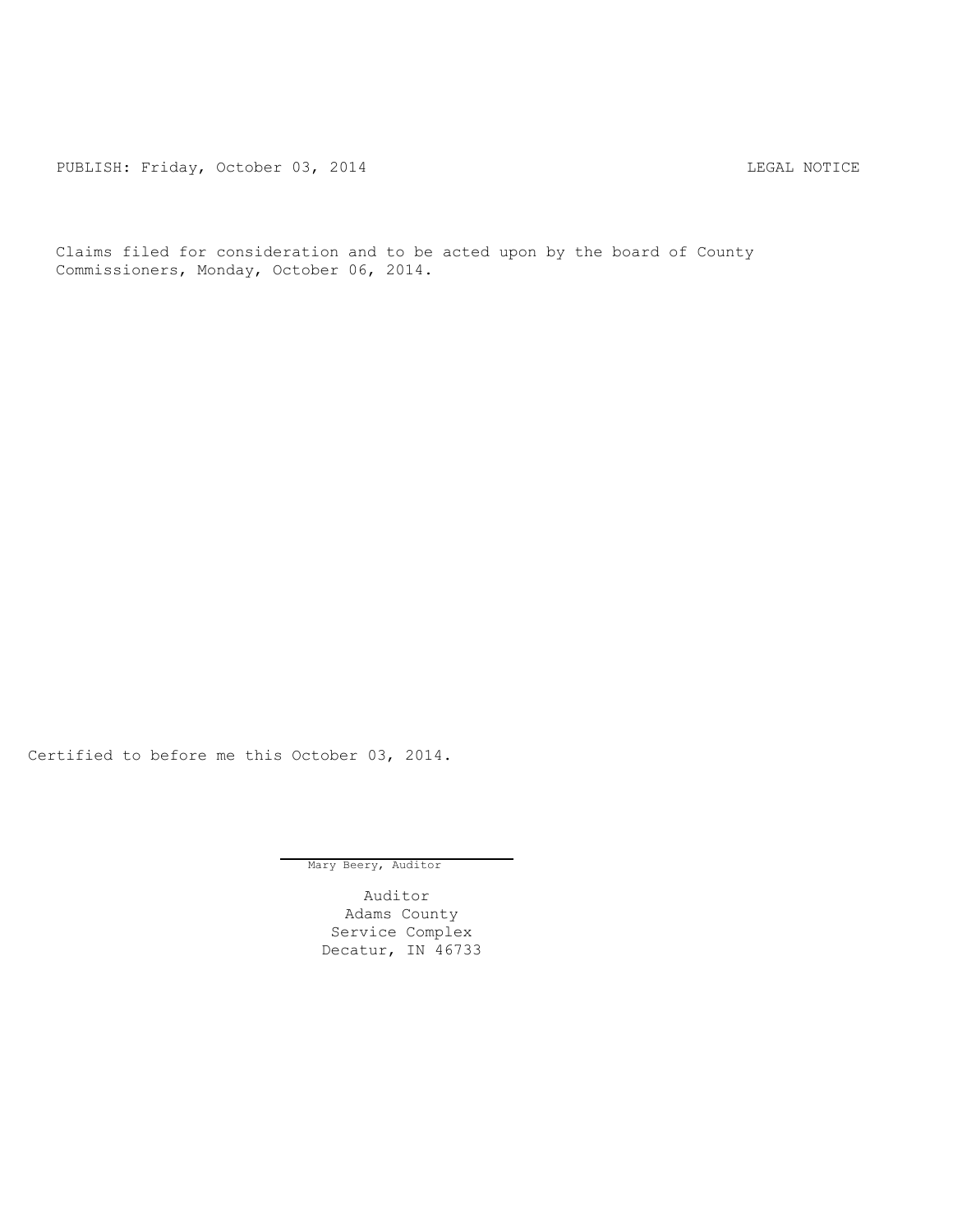PUBLISH: Friday, October 03, 2014 LEGAL NOTICE

Claims filed for consideration and to be acted upon by the board of County Commissioners, Monday, October 06, 2014.

Certified to before me this October 03, 2014.

Mary Beery, Auditor

Auditor
Adams County
Service Complex
Decatur, IN 46733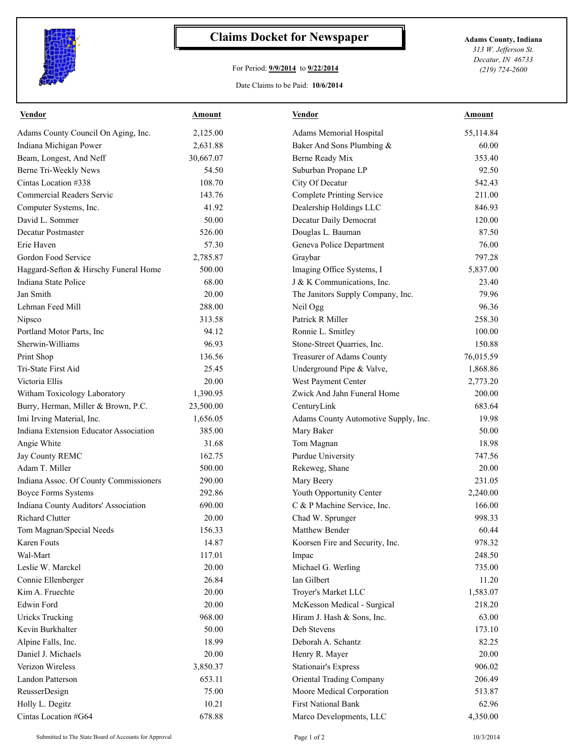# Claims Docket for Newspaper

For Period: **9/9/2014** to **9/22/2014**

Date Claims to be Paid: **10/6/2014**

**Adams County, Indiana**
*313 W. Jefferson St.*
*Decatur, IN 46733*
*(219) 724-2600*

| Vendor | Amount | Vendor | Amount |
|---|---|---|---|
| Adams County Council On Aging, Inc. | 2,125.00 | Adams Memorial Hospital | 55,114.84 |
| Indiana Michigan Power | 2,631.88 | Baker And Sons Plumbing & | 60.00 |
| Beam, Longest, And Neff | 30,667.07 | Berne Ready Mix | 353.40 |
| Berne Tri-Weekly News | 54.50 | Suburban Propane LP | 92.50 |
| Cintas Location #338 | 108.70 | City Of Decatur | 542.43 |
| Commercial Readers Servic | 143.76 | Complete Printing Service | 211.00 |
| Computer Systems, Inc. | 41.92 | Dealership Holdings LLC | 846.93 |
| David L. Sommer | 50.00 | Decatur Daily Democrat | 120.00 |
| Decatur Postmaster | 526.00 | Douglas L. Bauman | 87.50 |
| Erie Haven | 57.30 | Geneva Police Department | 76.00 |
| Gordon Food Service | 2,785.87 | Graybar | 797.28 |
| Haggard-Sefton & Hirschy Funeral Home | 500.00 | Imaging Office Systems, I | 5,837.00 |
| Indiana State Police | 68.00 | J & K Communications, Inc. | 23.40 |
| Jan Smith | 20.00 | The Janitors Supply Company, Inc. | 79.96 |
| Lehman Feed Mill | 288.00 | Neil Ogg | 96.36 |
| Nipsco | 313.58 | Patrick R Miller | 258.30 |
| Portland Motor Parts, Inc | 94.12 | Ronnie L. Smitley | 100.00 |
| Sherwin-Williams | 96.93 | Stone-Street Quarries, Inc. | 150.88 |
| Print Shop | 136.56 | Treasurer of Adams County | 76,015.59 |
| Tri-State First Aid | 25.45 | Underground Pipe & Valve, | 1,868.86 |
| Victoria Ellis | 20.00 | West Payment Center | 2,773.20 |
| Witham Toxicology Laboratory | 1,390.95 | Zwick And Jahn Funeral Home | 200.00 |
| Burry, Herman, Miller & Brown, P.C. | 23,500.00 | CenturyLink | 683.64 |
| Imi Irving Material, Inc. | 1,656.05 | Adams County Automotive Supply, Inc. | 19.98 |
| Indiana Extension Educator Association | 385.00 | Mary Baker | 50.00 |
| Angie White | 31.68 | Tom Magnan | 18.98 |
| Jay County REMC | 162.75 | Purdue University | 747.56 |
| Adam T. Miller | 500.00 | Rekeweg, Shane | 20.00 |
| Indiana Assoc. Of County Commissioners | 290.00 | Mary Beery | 231.05 |
| Boyce Forms Systems | 292.86 | Youth Opportunity Center | 2,240.00 |
| Indiana County Auditors' Association | 690.00 | C & P Machine Service, Inc. | 166.00 |
| Richard Clutter | 20.00 | Chad W. Sprunger | 998.33 |
| Tom Magnan/Special Needs | 156.33 | Matthew Bender | 60.44 |
| Karen Fouts | 14.87 | Koorsen Fire and Security, Inc. | 978.32 |
| Wal-Mart | 117.01 | Impac | 248.50 |
| Leslie W. Marckel | 20.00 | Michael G. Werling | 735.00 |
| Connie Ellenberger | 26.84 | Ian Gilbert | 11.20 |
| Kim A. Fruechte | 20.00 | Troyer's Market LLC | 1,583.07 |
| Edwin Ford | 20.00 | McKesson Medical - Surgical | 218.20 |
| Uricks Trucking | 968.00 | Hiram J. Hash & Sons, Inc. | 63.00 |
| Kevin Burkhalter | 50.00 | Deb Stevens | 173.10 |
| Alpine Falls, Inc. | 18.99 | Deborah A. Schantz | 82.25 |
| Daniel J. Michaels | 20.00 | Henry R. Mayer | 20.00 |
| Verizon Wireless | 3,850.37 | Stationair's Express | 906.02 |
| Landon Patterson | 653.11 | Oriental Trading Company | 206.49 |
| ReusserDesign | 75.00 | Moore Medical Corporation | 513.87 |
| Holly L. Degitz | 10.21 | First National Bank | 62.96 |
| Cintas Location #G64 | 678.88 | Marco Developments, LLC | 4,350.00 |

Submitted to The State Board of Accounts for Approval — 10/3/2014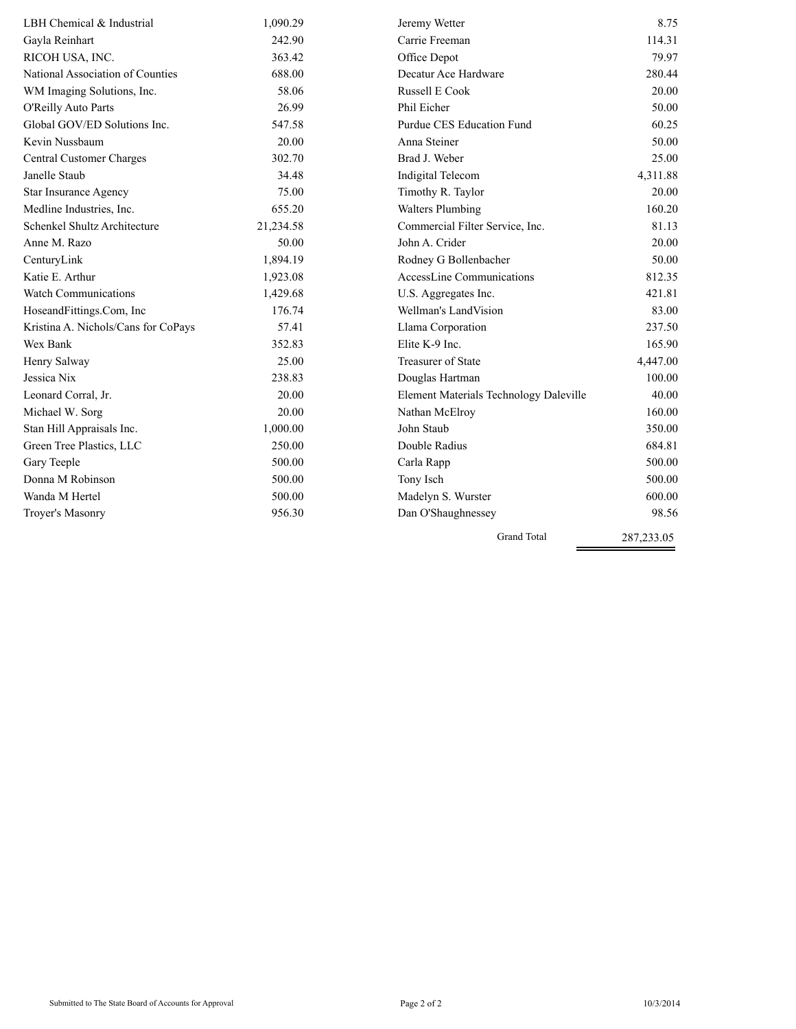| | |
|---|---|
| LBH Chemical & Industrial | 1,090.29 |
| Gayla Reinhart | 242.90 |
| RICOH USA, INC. | 363.42 |
| National Association of Counties | 688.00 |
| WM Imaging Solutions, Inc. | 58.06 |
| O'Reilly Auto Parts | 26.99 |
| Global GOV/ED Solutions Inc. | 547.58 |
| Kevin Nussbaum | 20.00 |
| Central Customer Charges | 302.70 |
| Janelle Staub | 34.48 |
| Star Insurance Agency | 75.00 |
| Medline Industries, Inc. | 655.20 |
| Schenkel Shultz Architecture | 21,234.58 |
| Anne M. Razo | 50.00 |
| CenturyLink | 1,894.19 |
| Katie E. Arthur | 1,923.08 |
| Watch Communications | 1,429.68 |
| HoseandFittings.Com, Inc | 176.74 |
| Kristina A. Nichols/Cans for CoPays | 57.41 |
| Wex Bank | 352.83 |
| Henry Salway | 25.00 |
| Jessica Nix | 238.83 |
| Leonard Corral, Jr. | 20.00 |
| Michael W. Sorg | 20.00 |
| Stan Hill Appraisals Inc. | 1,000.00 |
| Green Tree Plastics, LLC | 250.00 |
| Gary Teeple | 500.00 |
| Donna M Robinson | 500.00 |
| Wanda M Hertel | 500.00 |
| Troyer's Masonry | 956.30 |
| Jeremy Wetter | 8.75 |
| Carrie Freeman | 114.31 |
| Office Depot | 79.97 |
| Decatur Ace Hardware | 280.44 |
| Russell E Cook | 20.00 |
| Phil Eicher | 50.00 |
| Purdue CES Education Fund | 60.25 |
| Anna Steiner | 50.00 |
| Brad J. Weber | 25.00 |
| Indigital Telecom | 4,311.88 |
| Timothy R. Taylor | 20.00 |
| Walters Plumbing | 160.20 |
| Commercial Filter Service, Inc. | 81.13 |
| John A. Crider | 20.00 |
| Rodney G Bollenbacher | 50.00 |
| AccessLine Communications | 812.35 |
| U.S. Aggregates Inc. | 421.81 |
| Wellman's LandVision | 83.00 |
| Llama Corporation | 237.50 |
| Elite K-9 Inc. | 165.90 |
| Treasurer of State | 4,447.00 |
| Douglas Hartman | 100.00 |
| Element Materials Technology Daleville | 40.00 |
| Nathan McElroy | 160.00 |
| John Staub | 350.00 |
| Double Radius | 684.81 |
| Carla Rapp | 500.00 |
| Tony Isch | 500.00 |
| Madelyn S. Wurster | 600.00 |
| Dan O'Shaughnessey | 98.56 |
| Grand Total | 287,233.05 |

Submitted to The State Board of Accounts for Approval

10/3/2014